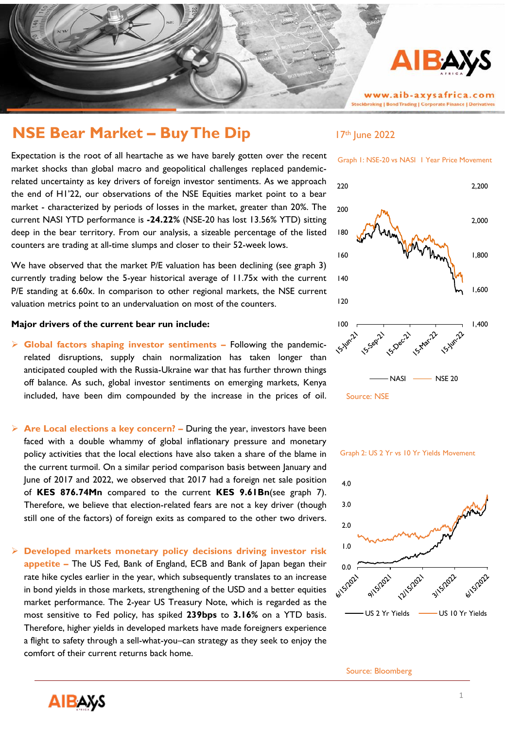# NSE Bear Market – Buy The Dip

17th June 2022

Expectation is the root of all heartache as we have barely gotten over the recent market shocks than global macro and geopolitical challenges replaced pandemic-related uncertainty as key drivers of foreign investor sentiments. As we approach the end of H1'22, our observations of the NSE Equities market point to a bear market - characterized by periods of losses in the market, greater than 20%. The current NASI YTD performance is **-24.22%** (NSE-20 has lost 13.56% YTD) sitting deep in the bear territory. From our analysis, a sizeable percentage of the listed counters are trading at all-time slumps and closer to their 52-week lows.

We have observed that the market P/E valuation has been declining (see graph 3) currently trading below the 5-year historical average of 11.75x with the current P/E standing at 6.60x. In comparison to other regional markets, the NSE current valuation metrics point to an undervaluation on most of the counters.

**Major drivers of the current bear run include:**

- **Global factors shaping investor sentiments –** Following the pandemic-related disruptions, supply chain normalization has taken longer than anticipated coupled with the Russia-Ukraine war that has further thrown things off balance. As such, global investor sentiments on emerging markets, Kenya included, have been dim compounded by the increase in the prices of oil.

- **Are Local elections a key concern? –** During the year, investors have been faced with a double whammy of global inflationary pressure and monetary policy activities that the local elections have also taken a share of the blame in the current turmoil. On a similar period comparison basis between January and June of 2017 and 2022, we observed that 2017 had a foreign net sale position of **KES 876.74Mn** compared to the current **KES 9.61Bn**(see graph 7). Therefore, we believe that election-related fears are not a key driver (though still one of the factors) of foreign exits as compared to the other two drivers.

- **Developed markets monetary policy decisions driving investor risk appetite –** The US Fed, Bank of England, ECB and Bank of Japan began their rate hike cycles earlier in the year, which subsequently translates to an increase in bond yields in those markets, strengthening of the USD and a better equities market performance. The 2-year US Treasury Note, which is regarded as the most sensitive to Fed policy, has spiked **239bps** to **3.16%** on a YTD basis. Therefore, higher yields in developed markets have made foreigners experience a flight to safety through a sell-what-you–can strategy as they seek to enjoy the comfort of their current returns back home.

Graph 1: NSE-20 vs NASI 1 Year Price Movement

Source: NSE

Graph 2: US 2 Yr vs 10 Yr Yields Movement

Source: Bloomberg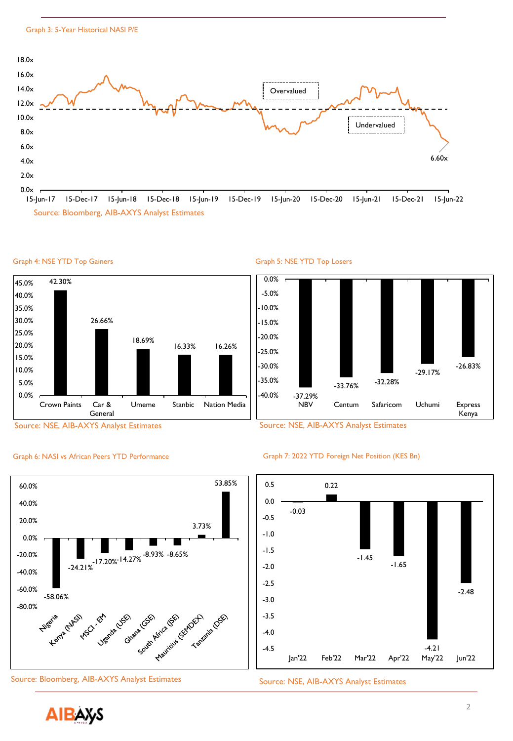Graph 3: 5-Year Historical NASI P/E

| | |
|---|---|
| Overvalued | |
| Undervalued | |
| Latest (15-Jun-22) | 6.60x |

Source: Bloomberg, AIB-AXYS Analyst Estimates

Graph 4: NSE YTD Top Gainers

| Stock | YTD Change |
|---|---|
| Crown Paints | 42.30% |
| Car & General | 26.66% |
| Umeme | 18.69% |
| Stanbic | 16.33% |
| Nation Media | 16.26% |

Source: NSE, AIB-AXYS Analyst Estimates

Graph 5: NSE YTD Top Losers

| Stock | YTD Change |
|---|---|
| NBV | -37.29% |
| Centum | -33.76% |
| Safaricom | -32.28% |
| Uchumi | -29.17% |
| Express Kenya | -26.83% |

Source: NSE, AIB-AXYS Analyst Estimates

Graph 6: NASI vs African Peers YTD Performance

| Market | YTD Performance |
|---|---|
| Nigeria | -58.06% |
| Kenya (NASI) | -24.21% |
| MSCI - EM | -17.20% |
| Uganda (USE) | -14.27% |
| Ghana (GSE) | -8.93% |
| South Africa (JSE) | -8.65% |
| Mauritius (SEMDEX) | 3.73% |
| Tanzania (DSE) | 53.85% |

Source: Bloomberg, AIB-AXYS Analyst Estimates

Graph 7: 2022 YTD Foreign Net Position (KES Bn)

| Month | Net Position (KES Bn) |
|---|---|
| Jan'22 | -0.03 |
| Feb'22 | 0.22 |
| Mar'22 | -1.45 |
| Apr'22 | -1.65 |
| May'22 | -4.21 |
| Jun'22 | -2.48 |

Source: NSE, AIB-AXYS Analyst Estimates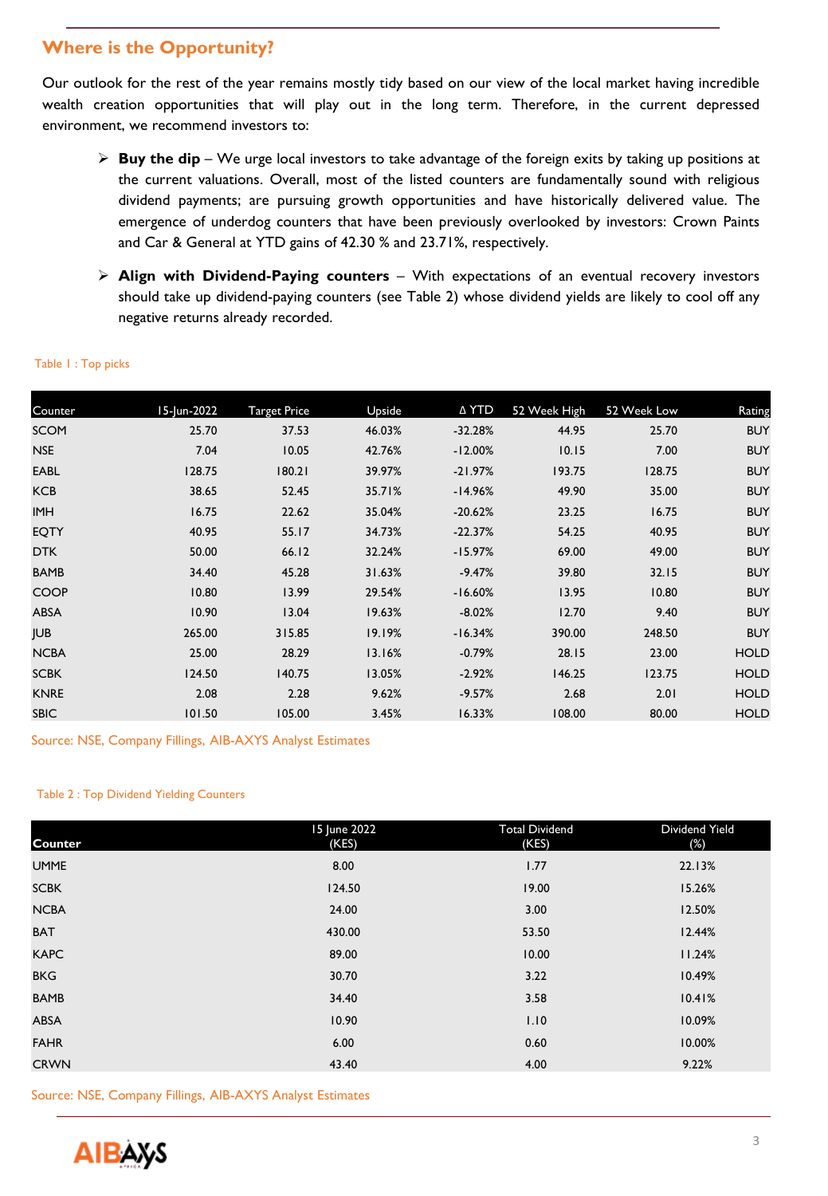## Where is the Opportunity?

Our outlook for the rest of the year remains mostly tidy based on our view of the local market having incredible wealth creation opportunities that will play out in the long term. Therefore, in the current depressed environment, we recommend investors to:

- **Buy the dip** – We urge local investors to take advantage of the foreign exits by taking up positions at the current valuations. Overall, most of the listed counters are fundamentally sound with religious dividend payments; are pursuing growth opportunities and have historically delivered value. The emergence of underdog counters that have been previously overlooked by investors: Crown Paints and Car & General at YTD gains of 42.30 % and 23.71%, respectively.
- **Align with Dividend-Paying counters** – With expectations of an eventual recovery investors should take up dividend-paying counters (see Table 2) whose dividend yields are likely to cool off any negative returns already recorded.

Table 1 : Top picks

| Counter | 15-Jun-2022 | Target Price | Upside | Δ YTD | 52 Week High | 52 Week Low | Rating |
|---|---|---|---|---|---|---|---|
| SCOM | 25.70 | 37.53 | 46.03% | -32.28% | 44.95 | 25.70 | BUY |
| NSE | 7.04 | 10.05 | 42.76% | -12.00% | 10.15 | 7.00 | BUY |
| EABL | 128.75 | 180.21 | 39.97% | -21.97% | 193.75 | 128.75 | BUY |
| KCB | 38.65 | 52.45 | 35.71% | -14.96% | 49.90 | 35.00 | BUY |
| IMH | 16.75 | 22.62 | 35.04% | -20.62% | 23.25 | 16.75 | BUY |
| EQTY | 40.95 | 55.17 | 34.73% | -22.37% | 54.25 | 40.95 | BUY |
| DTK | 50.00 | 66.12 | 32.24% | -15.97% | 69.00 | 49.00 | BUY |
| BAMB | 34.40 | 45.28 | 31.63% | -9.47% | 39.80 | 32.15 | BUY |
| COOP | 10.80 | 13.99 | 29.54% | -16.60% | 13.95 | 10.80 | BUY |
| ABSA | 10.90 | 13.04 | 19.63% | -8.02% | 12.70 | 9.40 | BUY |
| JUB | 265.00 | 315.85 | 19.19% | -16.34% | 390.00 | 248.50 | BUY |
| NCBA | 25.00 | 28.29 | 13.16% | -0.79% | 28.15 | 23.00 | HOLD |
| SCBK | 124.50 | 140.75 | 13.05% | -2.92% | 146.25 | 123.75 | HOLD |
| KNRE | 2.08 | 2.28 | 9.62% | -9.57% | 2.68 | 2.01 | HOLD |
| SBIC | 101.50 | 105.00 | 3.45% | 16.33% | 108.00 | 80.00 | HOLD |

Source: NSE, Company Fillings, AIB-AXYS Analyst Estimates

Table 2 : Top Dividend Yielding Counters

| Counter | 15 June 2022 (KES) | Total Dividend (KES) | Dividend Yield (%) |
|---|---|---|---|
| UMME | 8.00 | 1.77 | 22.13% |
| SCBK | 124.50 | 19.00 | 15.26% |
| NCBA | 24.00 | 3.00 | 12.50% |
| BAT | 430.00 | 53.50 | 12.44% |
| KAPC | 89.00 | 10.00 | 11.24% |
| BKG | 30.70 | 3.22 | 10.49% |
| BAMB | 34.40 | 3.58 | 10.41% |
| ABSA | 10.90 | 1.10 | 10.09% |
| FAHR | 6.00 | 0.60 | 10.00% |
| CRWN | 43.40 | 4.00 | 9.22% |

Source: NSE, Company Fillings, AIB-AXYS Analyst Estimates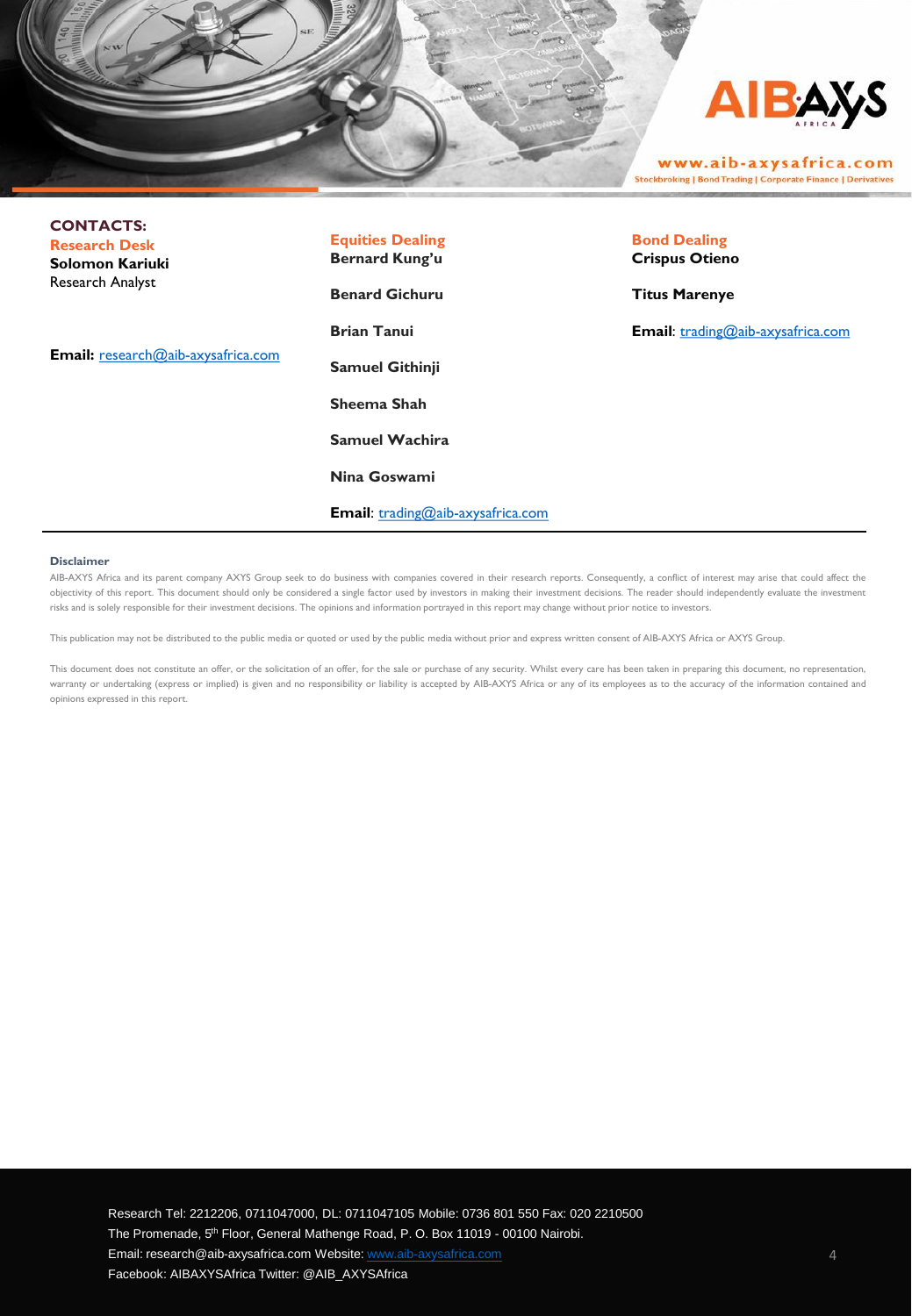**CONTACTS:**

**Research Desk**

**Solomon Kariuki**
Research Analyst

**Email:** research@aib-axysafrica.com

**Equities Dealing**

**Bernard Kung'u**

**Benard Gichuru**

**Brian Tanui**

**Samuel Githinji**

**Sheema Shah**

**Samuel Wachira**

**Nina Goswami**

**Email**: trading@aib-axysafrica.com

**Bond Dealing**

**Crispus Otieno**

**Titus Marenye**

**Email**: trading@aib-axysafrica.com

---

**Disclaimer**

AIB-AXYS Africa and its parent company AXYS Group seek to do business with companies covered in their research reports. Consequently, a conflict of interest may arise that could affect the objectivity of this report. This document should only be considered a single factor used by investors in making their investment decisions. The reader should independently evaluate the investment risks and is solely responsible for their investment decisions. The opinions and information portrayed in this report may change without prior notice to investors.

This publication may not be distributed to the public media or quoted or used by the public media without prior and express written consent of AIB-AXYS Africa or AXYS Group.

This document does not constitute an offer, or the solicitation of an offer, for the sale or purchase of any security. Whilst every care has been taken in preparing this document, no representation, warranty or undertaking (express or implied) is given and no responsibility or liability is accepted by AIB-AXYS Africa or any of its employees as to the accuracy of the information contained and opinions expressed in this report.

Research Tel: 2212206, 0711047000, DL: 0711047105 Mobile: 0736 801 550 Fax: 020 2210500
The Promenade, 5th Floor, General Mathenge Road, P. O. Box 11019 - 00100 Nairobi.
Email: research@aib-axysafrica.com Website: www.aib-axysafrica.com
Facebook: AIBAXYSAfrica Twitter: @AIB_AXYSAfrica